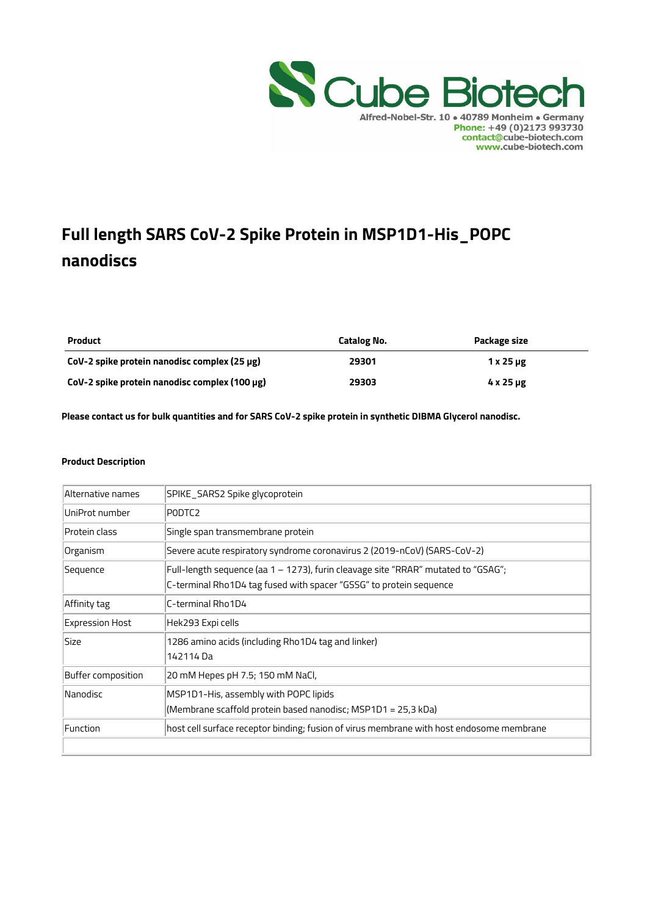Cube Biotech
Alfred-Nobel-Str. 10 • 40789 Monheim • Germany
Phone: +49 (0)2173 993730
contact@cube-biotech.com
www.cube-biotech.com

# Full length SARS CoV-2 Spike Protein in MSP1D1-His_POPC nanodiscs

| Product | Catalog No. | Package size |
|---|---|---|
| **CoV-2 spike protein nanodisc complex (25 µg)** | **29301** | **1 x 25 µg** |
| **CoV-2 spike protein nanodisc complex (100 µg)** | **29303** | **4 x 25 µg** |

**Please contact us for bulk quantities and for SARS CoV-2 spike protein in synthetic DIBMA Glycerol nanodisc.**

**Product Description**

| | |
|---|---|
| Alternative names | SPIKE_SARS2 Spike glycoprotein |
| UniProt number | P0DTC2 |
| Protein class | Single span transmembrane protein |
| Organism | Severe acute respiratory syndrome coronavirus 2 (2019-nCoV) (SARS-CoV-2) |
| Sequence | Full-length sequence (aa 1 – 1273), furin cleavage site "RRAR" mutated to "GSAG"; C-terminal Rho1D4 tag fused with spacer "GSSG" to protein sequence |
| Affinity tag | C-terminal Rho1D4 |
| Expression Host | Hek293 Expi cells |
| Size | 1286 amino acids (including Rho1D4 tag and linker) 142114 Da |
| Buffer composition | 20 mM Hepes pH 7.5; 150 mM NaCl, |
| Nanodisc | MSP1D1-His, assembly with POPC lipids (Membrane scaffold protein based nanodisc; MSP1D1 = 25,3 kDa) |
| Function | host cell surface receptor binding; fusion of virus membrane with host endosome membrane |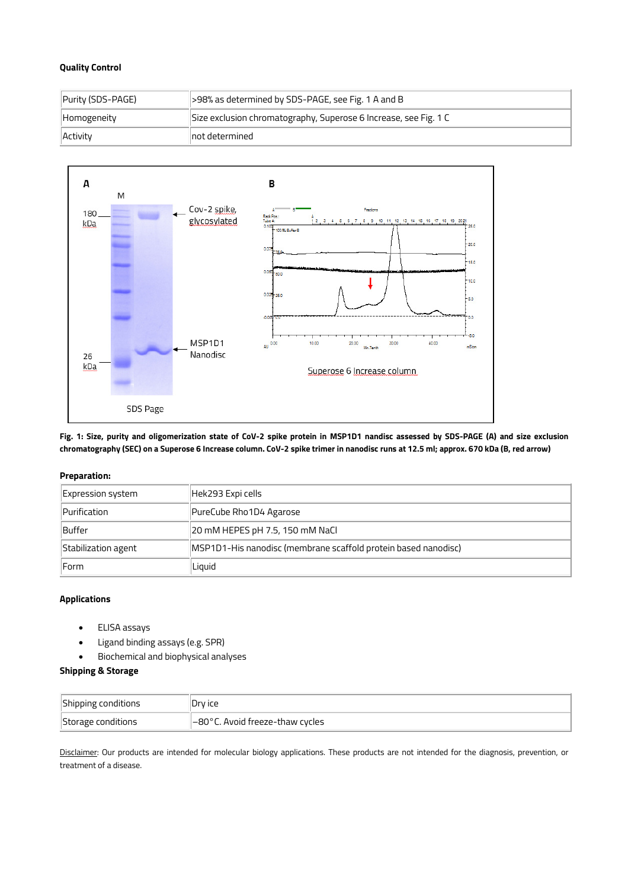**Quality Control**

| | |
|---|---|
| Purity (SDS-PAGE) | >98% as determined by SDS-PAGE, see Fig. 1 A and B |
| Homogeneity | Size exclusion chromatography, Superose 6 Increase, see Fig. 1 C |
| Activity | not determined |

A

M

180 kDa

Cov-2 spike, glycosylated

MSP1D1 Nanodisc

26 kDa

SDS Page

B

Superose 6 Increase column

**Fig. 1: Size, purity and oligomerization state of CoV-2 spike protein in MSP1D1 nandisc assessed by SDS-PAGE (A) and size exclusion chromatography (SEC) on a Superose 6 Increase column. CoV-2 spike trimer in nanodisc runs at 12.5 ml; approx. 670 kDa (B, red arrow)**

**Preparation:**

| | |
|---|---|
| Expression system | Hek293 Expi cells |
| Purification | PureCube Rho1D4 Agarose |
| Buffer | 20 mM HEPES pH 7.5, 150 mM NaCl |
| Stabilization agent | MSP1D1-His nanodisc (membrane scaffold protein based nanodisc) |
| Form | Liquid |

**Applications**

- ELISA assays
- Ligand binding assays (e.g. SPR)
- Biochemical and biophysical analyses

**Shipping & Storage**

| | |
|---|---|
| Shipping conditions | Dry ice |
| Storage conditions | −80°C. Avoid freeze-thaw cycles |

Disclaimer: Our products are intended for molecular biology applications. These products are not intended for the diagnosis, prevention, or treatment of a disease.